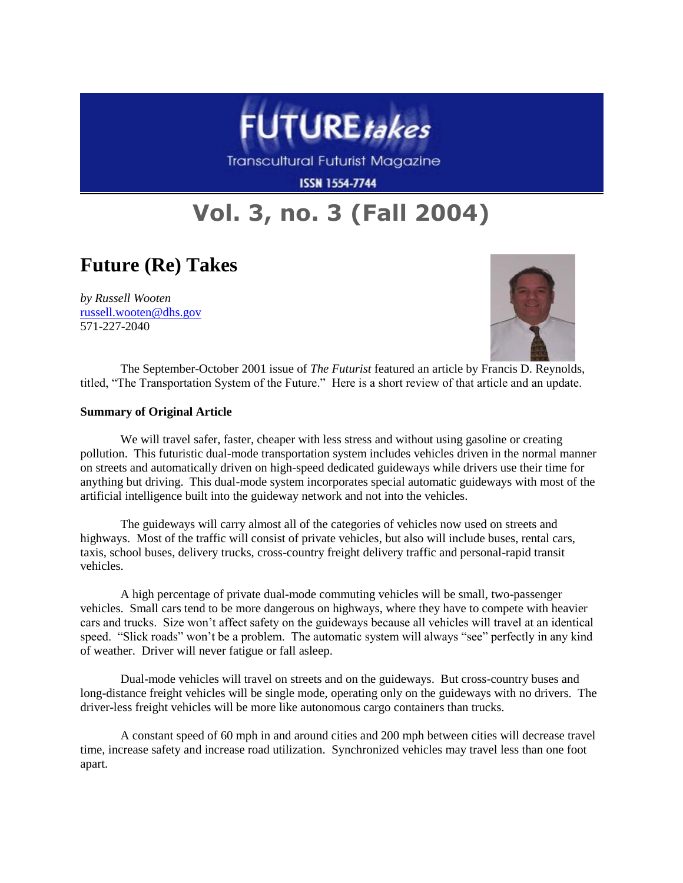# FUTURE*takes*

Transcultural Futurist Magazine

ISSN 1554-7744

## Vol. 3, no. 3 (Fall 2004)

# Future (Re) Takes

*by Russell Wooten*
russell.wooten@dhs.gov
571-227-2040

The September-October 2001 issue of *The Futurist* featured an article by Francis D. Reynolds, titled, "The Transportation System of the Future." Here is a short review of that article and an update.

**Summary of Original Article**

We will travel safer, faster, cheaper with less stress and without using gasoline or creating pollution. This futuristic dual-mode transportation system includes vehicles driven in the normal manner on streets and automatically driven on high-speed dedicated guideways while drivers use their time for anything but driving. This dual-mode system incorporates special automatic guideways with most of the artificial intelligence built into the guideway network and not into the vehicles.

The guideways will carry almost all of the categories of vehicles now used on streets and highways. Most of the traffic will consist of private vehicles, but also will include buses, rental cars, taxis, school buses, delivery trucks, cross-country freight delivery traffic and personal-rapid transit vehicles.

A high percentage of private dual-mode commuting vehicles will be small, two-passenger vehicles. Small cars tend to be more dangerous on highways, where they have to compete with heavier cars and trucks. Size won't affect safety on the guideways because all vehicles will travel at an identical speed. "Slick roads" won't be a problem. The automatic system will always "see" perfectly in any kind of weather. Driver will never fatigue or fall asleep.

Dual-mode vehicles will travel on streets and on the guideways. But cross-country buses and long-distance freight vehicles will be single mode, operating only on the guideways with no drivers. The driver-less freight vehicles will be more like autonomous cargo containers than trucks.

A constant speed of 60 mph in and around cities and 200 mph between cities will decrease travel time, increase safety and increase road utilization. Synchronized vehicles may travel less than one foot apart.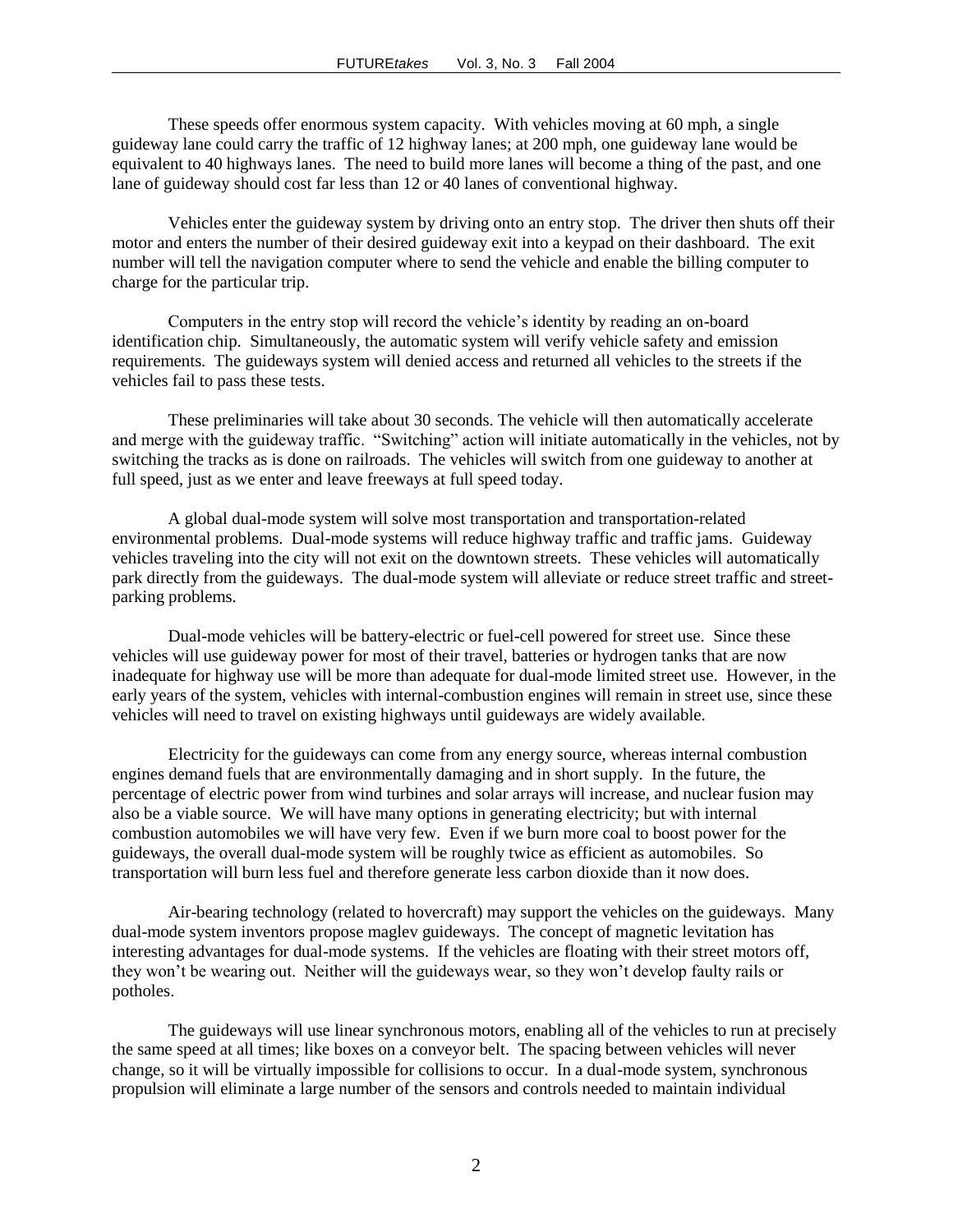These speeds offer enormous system capacity. With vehicles moving at 60 mph, a single guideway lane could carry the traffic of 12 highway lanes; at 200 mph, one guideway lane would be equivalent to 40 highways lanes. The need to build more lanes will become a thing of the past, and one lane of guideway should cost far less than 12 or 40 lanes of conventional highway.

Vehicles enter the guideway system by driving onto an entry stop. The driver then shuts off their motor and enters the number of their desired guideway exit into a keypad on their dashboard. The exit number will tell the navigation computer where to send the vehicle and enable the billing computer to charge for the particular trip.

Computers in the entry stop will record the vehicle's identity by reading an on-board identification chip. Simultaneously, the automatic system will verify vehicle safety and emission requirements. The guideways system will denied access and returned all vehicles to the streets if the vehicles fail to pass these tests.

These preliminaries will take about 30 seconds. The vehicle will then automatically accelerate and merge with the guideway traffic. "Switching" action will initiate automatically in the vehicles, not by switching the tracks as is done on railroads. The vehicles will switch from one guideway to another at full speed, just as we enter and leave freeways at full speed today.

A global dual-mode system will solve most transportation and transportation-related environmental problems. Dual-mode systems will reduce highway traffic and traffic jams. Guideway vehicles traveling into the city will not exit on the downtown streets. These vehicles will automatically park directly from the guideways. The dual-mode system will alleviate or reduce street traffic and street-parking problems.

Dual-mode vehicles will be battery-electric or fuel-cell powered for street use. Since these vehicles will use guideway power for most of their travel, batteries or hydrogen tanks that are now inadequate for highway use will be more than adequate for dual-mode limited street use. However, in the early years of the system, vehicles with internal-combustion engines will remain in street use, since these vehicles will need to travel on existing highways until guideways are widely available.

Electricity for the guideways can come from any energy source, whereas internal combustion engines demand fuels that are environmentally damaging and in short supply. In the future, the percentage of electric power from wind turbines and solar arrays will increase, and nuclear fusion may also be a viable source. We will have many options in generating electricity; but with internal combustion automobiles we will have very few. Even if we burn more coal to boost power for the guideways, the overall dual-mode system will be roughly twice as efficient as automobiles. So transportation will burn less fuel and therefore generate less carbon dioxide than it now does.

Air-bearing technology (related to hovercraft) may support the vehicles on the guideways. Many dual-mode system inventors propose maglev guideways. The concept of magnetic levitation has interesting advantages for dual-mode systems. If the vehicles are floating with their street motors off, they won't be wearing out. Neither will the guideways wear, so they won't develop faulty rails or potholes.

The guideways will use linear synchronous motors, enabling all of the vehicles to run at precisely the same speed at all times; like boxes on a conveyor belt. The spacing between vehicles will never change, so it will be virtually impossible for collisions to occur. In a dual-mode system, synchronous propulsion will eliminate a large number of the sensors and controls needed to maintain individual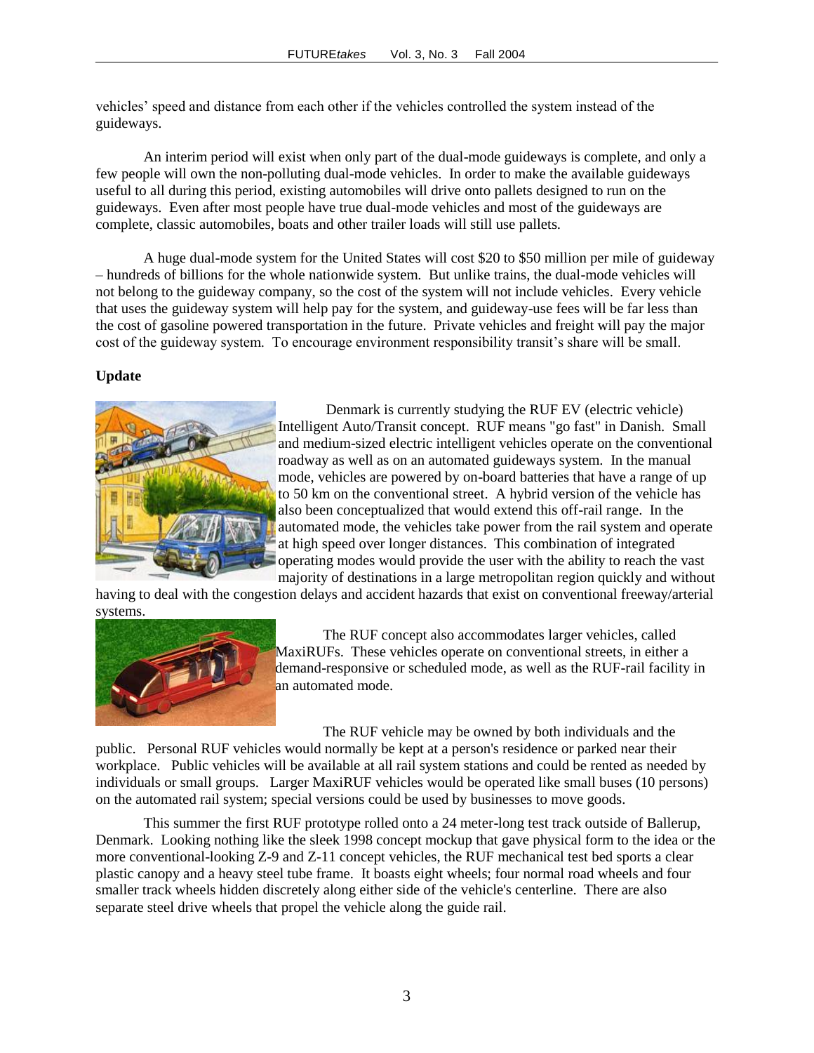vehicles' speed and distance from each other if the vehicles controlled the system instead of the guideways.

An interim period will exist when only part of the dual-mode guideways is complete, and only a few people will own the non-polluting dual-mode vehicles. In order to make the available guideways useful to all during this period, existing automobiles will drive onto pallets designed to run on the guideways. Even after most people have true dual-mode vehicles and most of the guideways are complete, classic automobiles, boats and other trailer loads will still use pallets.

A huge dual-mode system for the United States will cost $20 to $50 million per mile of guideway – hundreds of billions for the whole nationwide system. But unlike trains, the dual-mode vehicles will not belong to the guideway company, so the cost of the system will not include vehicles. Every vehicle that uses the guideway system will help pay for the system, and guideway-use fees will be far less than the cost of gasoline powered transportation in the future. Private vehicles and freight will pay the major cost of the guideway system. To encourage environment responsibility transit's share will be small.

**Update**

Denmark is currently studying the RUF EV (electric vehicle) Intelligent Auto/Transit concept. RUF means "go fast" in Danish. Small and medium-sized electric intelligent vehicles operate on the conventional roadway as well as on an automated guideways system. In the manual mode, vehicles are powered by on-board batteries that have a range of up to 50 km on the conventional street. A hybrid version of the vehicle has also been conceptualized that would extend this off-rail range. In the automated mode, the vehicles take power from the rail system and operate at high speed over longer distances. This combination of integrated operating modes would provide the user with the ability to reach the vast majority of destinations in a large metropolitan region quickly and without having to deal with the congestion delays and accident hazards that exist on conventional freeway/arterial systems.

The RUF concept also accommodates larger vehicles, called MaxiRUFs. These vehicles operate on conventional streets, in either a demand-responsive or scheduled mode, as well as the RUF-rail facility in an automated mode.

The RUF vehicle may be owned by both individuals and the public. Personal RUF vehicles would normally be kept at a person's residence or parked near their workplace. Public vehicles will be available at all rail system stations and could be rented as needed by individuals or small groups. Larger MaxiRUF vehicles would be operated like small buses (10 persons) on the automated rail system; special versions could be used by businesses to move goods.

This summer the first RUF prototype rolled onto a 24 meter-long test track outside of Ballerup, Denmark. Looking nothing like the sleek 1998 concept mockup that gave physical form to the idea or the more conventional-looking Z-9 and Z-11 concept vehicles, the RUF mechanical test bed sports a clear plastic canopy and a heavy steel tube frame. It boasts eight wheels; four normal road wheels and four smaller track wheels hidden discretely along either side of the vehicle's centerline. There are also separate steel drive wheels that propel the vehicle along the guide rail.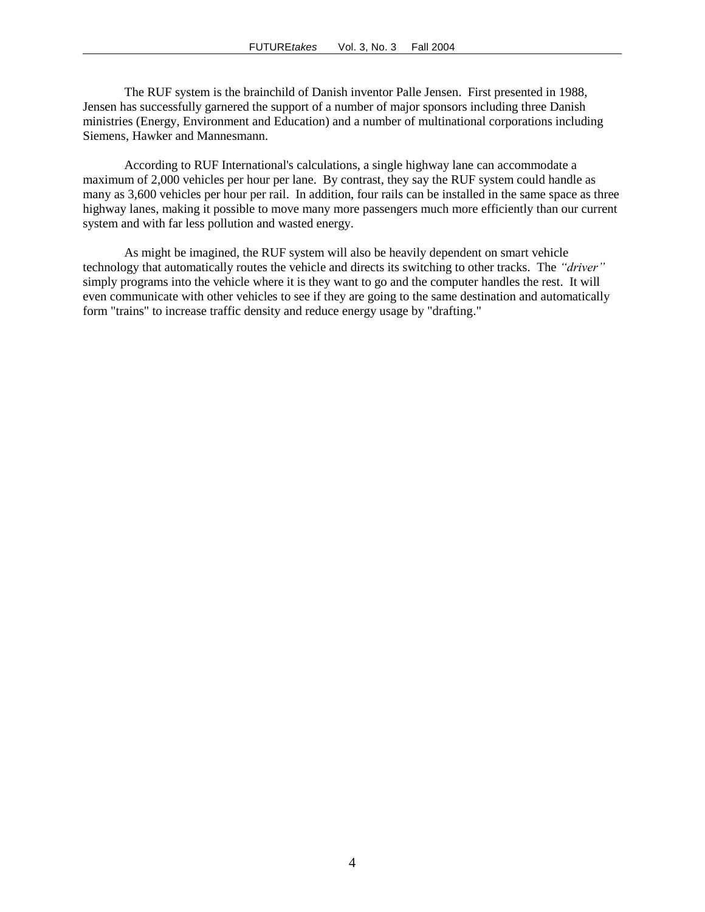The RUF system is the brainchild of Danish inventor Palle Jensen. First presented in 1988, Jensen has successfully garnered the support of a number of major sponsors including three Danish ministries (Energy, Environment and Education) and a number of multinational corporations including Siemens, Hawker and Mannesmann.

According to RUF International's calculations, a single highway lane can accommodate a maximum of 2,000 vehicles per hour per lane. By contrast, they say the RUF system could handle as many as 3,600 vehicles per hour per rail. In addition, four rails can be installed in the same space as three highway lanes, making it possible to move many more passengers much more efficiently than our current system and with far less pollution and wasted energy.

As might be imagined, the RUF system will also be heavily dependent on smart vehicle technology that automatically routes the vehicle and directs its switching to other tracks. The *"driver"* simply programs into the vehicle where it is they want to go and the computer handles the rest. It will even communicate with other vehicles to see if they are going to the same destination and automatically form "trains" to increase traffic density and reduce energy usage by "drafting."